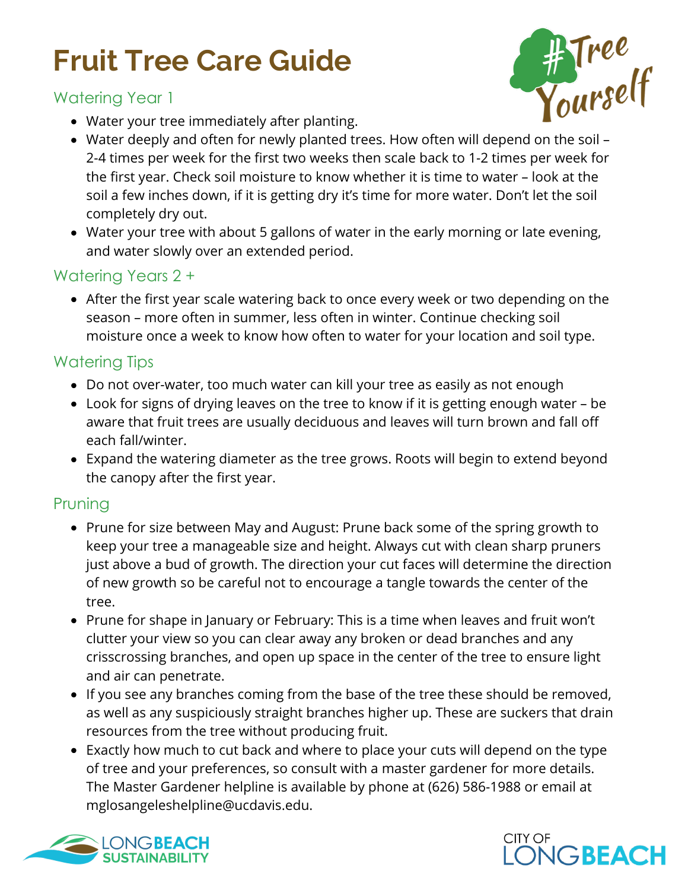# Fruit Tree Care Guide

#TreeYourself

## Watering Year 1

- Water your tree immediately after planting.
- Water deeply and often for newly planted trees. How often will depend on the soil – 2-4 times per week for the first two weeks then scale back to 1-2 times per week for the first year. Check soil moisture to know whether it is time to water – look at the soil a few inches down, if it is getting dry it's time for more water. Don't let the soil completely dry out.
- Water your tree with about 5 gallons of water in the early morning or late evening, and water slowly over an extended period.

## Watering Years 2 +

- After the first year scale watering back to once every week or two depending on the season – more often in summer, less often in winter. Continue checking soil moisture once a week to know how often to water for your location and soil type.

## Watering Tips

- Do not over-water, too much water can kill your tree as easily as not enough
- Look for signs of drying leaves on the tree to know if it is getting enough water – be aware that fruit trees are usually deciduous and leaves will turn brown and fall off each fall/winter.
- Expand the watering diameter as the tree grows. Roots will begin to extend beyond the canopy after the first year.

## Pruning

- Prune for size between May and August: Prune back some of the spring growth to keep your tree a manageable size and height. Always cut with clean sharp pruners just above a bud of growth. The direction your cut faces will determine the direction of new growth so be careful not to encourage a tangle towards the center of the tree.
- Prune for shape in January or February: This is a time when leaves and fruit won't clutter your view so you can clear away any broken or dead branches and any crisscrossing branches, and open up space in the center of the tree to ensure light and air can penetrate.
- If you see any branches coming from the base of the tree these should be removed, as well as any suspiciously straight branches higher up. These are suckers that drain resources from the tree without producing fruit.
- Exactly how much to cut back and where to place your cuts will depend on the type of tree and your preferences, so consult with a master gardener for more details. The Master Gardener helpline is available by phone at (626) 586-1988 or email at mglosangeleshelpline@ucdavis.edu.

LONG BEACH SUSTAINABILITY

CITY OF LONG BEACH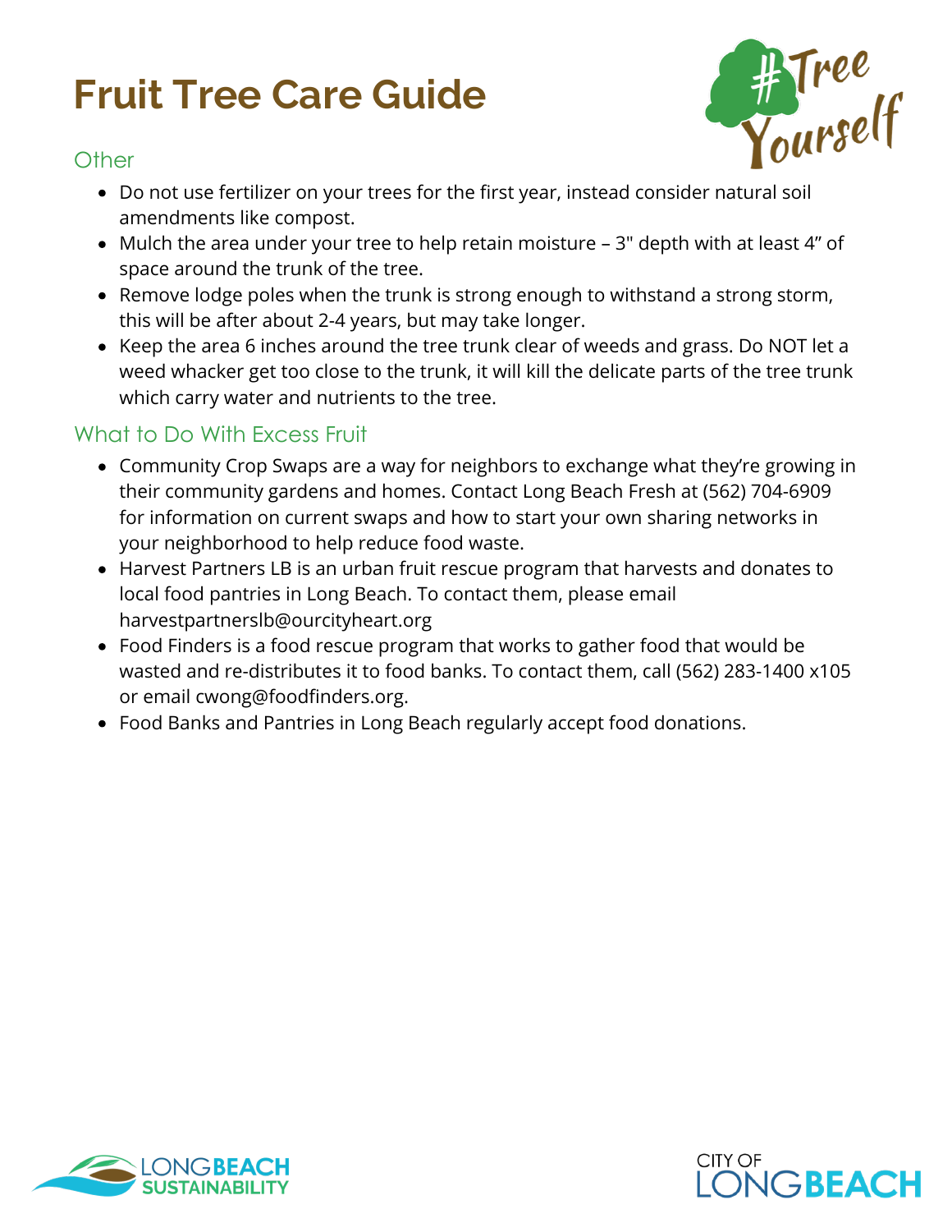# Fruit Tree Care Guide

## Other

- Do not use fertilizer on your trees for the first year, instead consider natural soil amendments like compost.
- Mulch the area under your tree to help retain moisture – 3" depth with at least 4” of space around the trunk of the tree.
- Remove lodge poles when the trunk is strong enough to withstand a strong storm, this will be after about 2-4 years, but may take longer.
- Keep the area 6 inches around the tree trunk clear of weeds and grass. Do NOT let a weed whacker get too close to the trunk, it will kill the delicate parts of the tree trunk which carry water and nutrients to the tree.

## What to Do With Excess Fruit

- Community Crop Swaps are a way for neighbors to exchange what they’re growing in their community gardens and homes. Contact Long Beach Fresh at (562) 704-6909 for information on current swaps and how to start your own sharing networks in your neighborhood to help reduce food waste.
- Harvest Partners LB is an urban fruit rescue program that harvests and donates to local food pantries in Long Beach. To contact them, please email harvestpartnerslb@ourcityheart.org
- Food Finders is a food rescue program that works to gather food that would be wasted and re-distributes it to food banks. To contact them, call (562) 283-1400 x105 or email cwong@foodfinders.org.
- Food Banks and Pantries in Long Beach regularly accept food donations.